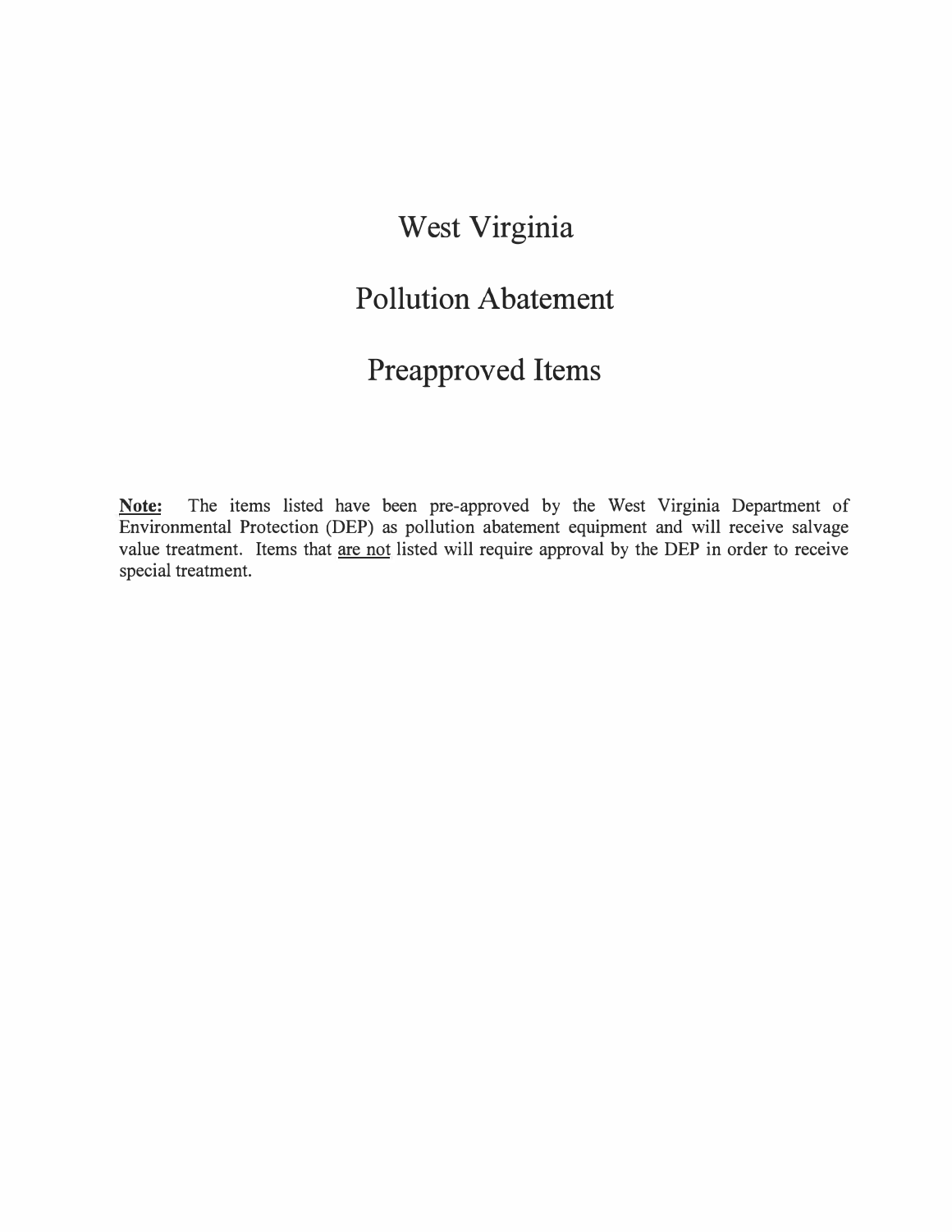# West Virginia

# Pollution Abatement

# Preapproved Items

**Note:** The items listed have been pre-approved by the West Virginia Department of Environmental Protection (DEP) as pollution abatement equipment and will receive salvage value treatment. Items that <u>are not</u> listed will require approval by the DEP in order to receive special treatment.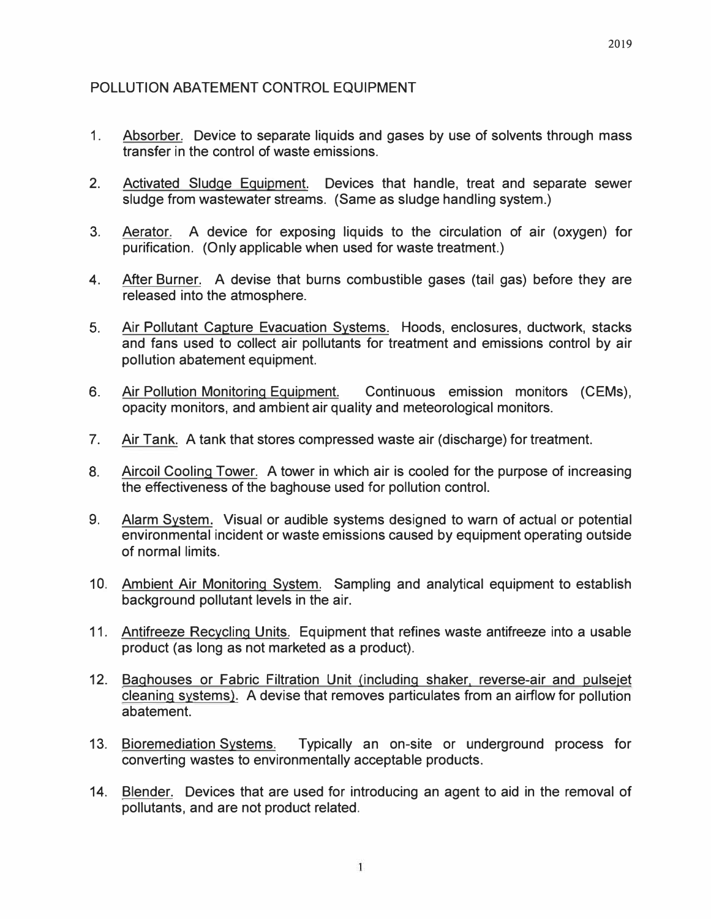# POLLUTION ABATEMENT CONTROL EQUIPMENT

1. Absorber. Device to separate liquids and gases by use of solvents through mass transfer in the control of waste emissions.

2. Activated Sludge Equipment. Devices that handle, treat and separate sewer sludge from wastewater streams. (Same as sludge handling system.)

3. Aerator. A device for exposing liquids to the circulation of air (oxygen) for purification. (Only applicable when used for waste treatment.)

4. After Burner. A devise that burns combustible gases (tail gas) before they are released into the atmosphere.

5. Air Pollutant Capture Evacuation Systems. Hoods, enclosures, ductwork, stacks and fans used to collect air pollutants for treatment and emissions control by air pollution abatement equipment.

6. Air Pollution Monitoring Equipment. Continuous emission monitors (CEMs), opacity monitors, and ambient air quality and meteorological monitors.

7. Air Tank. A tank that stores compressed waste air (discharge) for treatment.

8. Aircoil Cooling Tower. A tower in which air is cooled for the purpose of increasing the effectiveness of the baghouse used for pollution control.

9. Alarm System. Visual or audible systems designed to warn of actual or potential environmental incident or waste emissions caused by equipment operating outside of normal limits.

10. Ambient Air Monitoring System. Sampling and analytical equipment to establish background pollutant levels in the air.

11. Antifreeze Recycling Units. Equipment that refines waste antifreeze into a usable product (as long as not marketed as a product).

12. Baghouses or Fabric Filtration Unit (including shaker, reverse-air and pulsejet cleaning systems). A devise that removes particulates from an airflow for pollution abatement.

13. Bioremediation Systems. Typically an on-site or underground process for converting wastes to environmentally acceptable products.

14. Blender. Devices that are used for introducing an agent to aid in the removal of pollutants, and are not product related.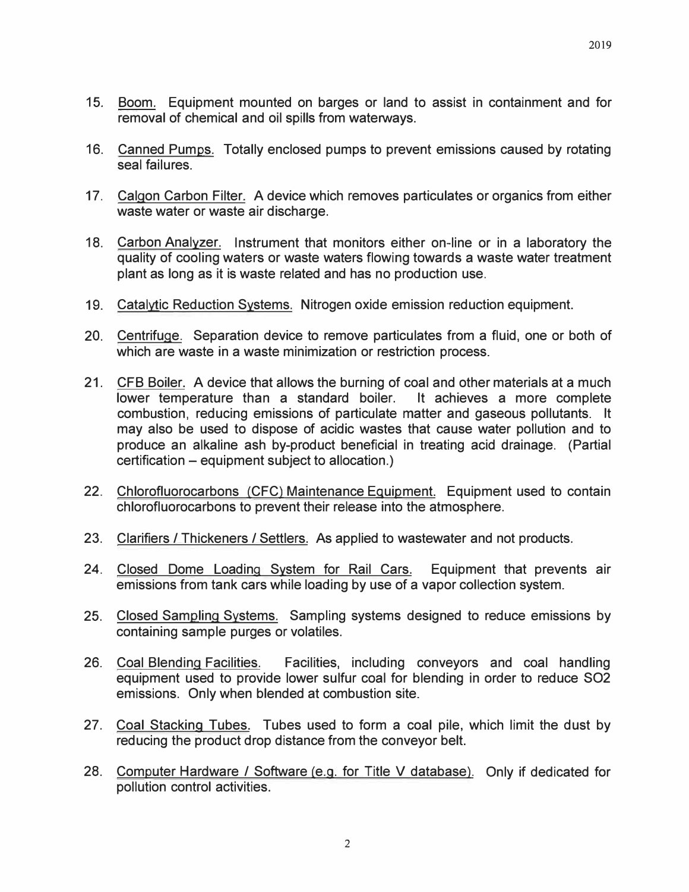15. Boom. Equipment mounted on barges or land to assist in containment and for removal of chemical and oil spills from waterways.

16. Canned Pumps. Totally enclosed pumps to prevent emissions caused by rotating seal failures.

17. Calgon Carbon Filter. A device which removes particulates or organics from either waste water or waste air discharge.

18. Carbon Analyzer. Instrument that monitors either on-line or in a laboratory the quality of cooling waters or waste waters flowing towards a waste water treatment plant as long as it is waste related and has no production use.

19. Catalytic Reduction Systems. Nitrogen oxide emission reduction equipment.

20. Centrifuge. Separation device to remove particulates from a fluid, one or both of which are waste in a waste minimization or restriction process.

21. CFB Boiler. A device that allows the burning of coal and other materials at a much lower temperature than a standard boiler. It achieves a more complete combustion, reducing emissions of particulate matter and gaseous pollutants. It may also be used to dispose of acidic wastes that cause water pollution and to produce an alkaline ash by-product beneficial in treating acid drainage. (Partial certification – equipment subject to allocation.)

22. Chlorofluorocarbons (CFC) Maintenance Equipment. Equipment used to contain chlorofluorocarbons to prevent their release into the atmosphere.

23. Clarifiers / Thickeners / Settlers. As applied to wastewater and not products.

24. Closed Dome Loading System for Rail Cars. Equipment that prevents air emissions from tank cars while loading by use of a vapor collection system.

25. Closed Sampling Systems. Sampling systems designed to reduce emissions by containing sample purges or volatiles.

26. Coal Blending Facilities. Facilities, including conveyors and coal handling equipment used to provide lower sulfur coal for blending in order to reduce $SO_2$ emissions. Only when blended at combustion site.

27. Coal Stacking Tubes. Tubes used to form a coal pile, which limit the dust by reducing the product drop distance from the conveyor belt.

28. Computer Hardware / Software (e.g. for Title V database). Only if dedicated for pollution control activities.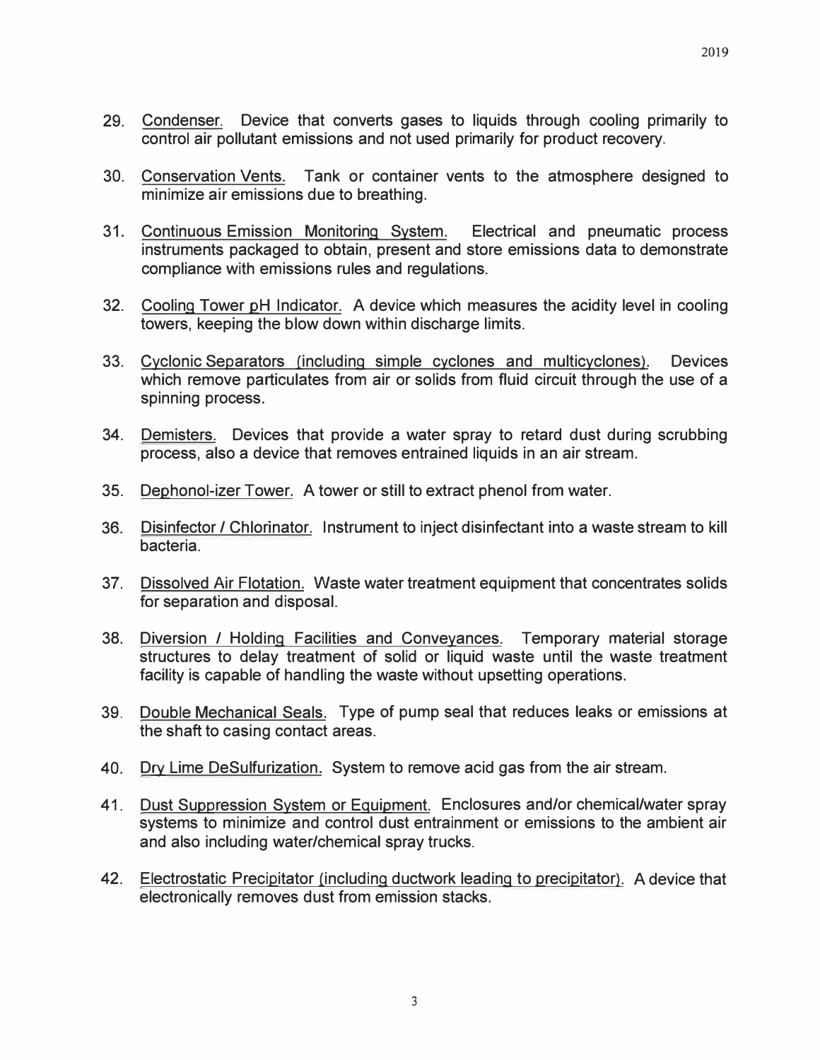29. Condenser. Device that converts gases to liquids through cooling primarily to control air pollutant emissions and not used primarily for product recovery.

30. Conservation Vents. Tank or container vents to the atmosphere designed to minimize air emissions due to breathing.

31. Continuous Emission Monitoring System. Electrical and pneumatic process instruments packaged to obtain, present and store emissions data to demonstrate compliance with emissions rules and regulations.

32. Cooling Tower pH Indicator. A device which measures the acidity level in cooling towers, keeping the blow down within discharge limits.

33. Cyclonic Separators (including simple cyclones and multicyclones). Devices which remove particulates from air or solids from fluid circuit through the use of a spinning process.

34. Demisters. Devices that provide a water spray to retard dust during scrubbing process, also a device that removes entrained liquids in an air stream.

35. Dephonol-izer Tower. A tower or still to extract phenol from water.

36. Disinfector / Chlorinator. Instrument to inject disinfectant into a waste stream to kill bacteria.

37. Dissolved Air Flotation. Waste water treatment equipment that concentrates solids for separation and disposal.

38. Diversion / Holding Facilities and Conveyances. Temporary material storage structures to delay treatment of solid or liquid waste until the waste treatment facility is capable of handling the waste without upsetting operations.

39. Double Mechanical Seals. Type of pump seal that reduces leaks or emissions at the shaft to casing contact areas.

40. Dry Lime DeSulfurization. System to remove acid gas from the air stream.

41. Dust Suppression System or Equipment. Enclosures and/or chemical/water spray systems to minimize and control dust entrainment or emissions to the ambient air and also including water/chemical spray trucks.

42. Electrostatic Precipitator (including ductwork leading to precipitator). A device that electronically removes dust from emission stacks.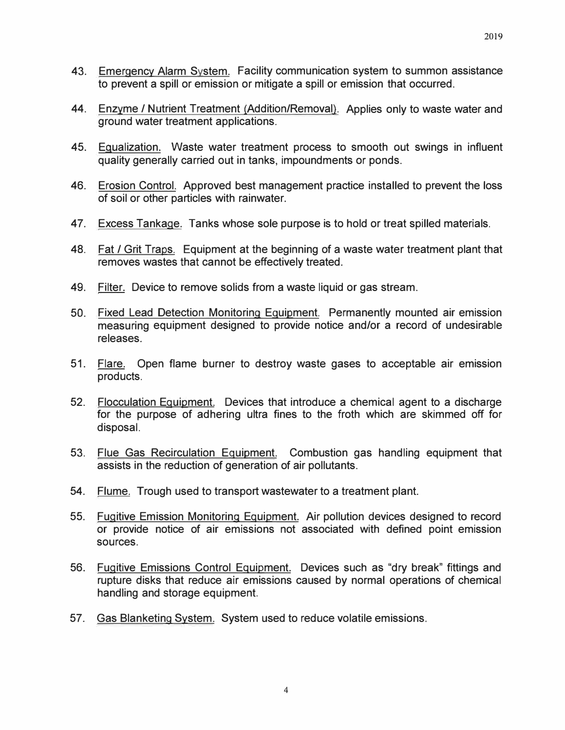43. Emergency Alarm System. Facility communication system to summon assistance to prevent a spill or emission or mitigate a spill or emission that occurred.

44. Enzyme / Nutrient Treatment (Addition/Removal). Applies only to waste water and ground water treatment applications.

45. Equalization. Waste water treatment process to smooth out swings in influent quality generally carried out in tanks, impoundments or ponds.

46. Erosion Control. Approved best management practice installed to prevent the loss of soil or other particles with rainwater.

47. Excess Tankage. Tanks whose sole purpose is to hold or treat spilled materials.

48. Fat / Grit Traps. Equipment at the beginning of a waste water treatment plant that removes wastes that cannot be effectively treated.

49. Filter. Device to remove solids from a waste liquid or gas stream.

50. Fixed Lead Detection Monitoring Equipment. Permanently mounted air emission measuring equipment designed to provide notice and/or a record of undesirable releases.

51. Flare. Open flame burner to destroy waste gases to acceptable air emission products.

52. Flocculation Equipment. Devices that introduce a chemical agent to a discharge for the purpose of adhering ultra fines to the froth which are skimmed off for disposal.

53. Flue Gas Recirculation Equipment. Combustion gas handling equipment that assists in the reduction of generation of air pollutants.

54. Flume. Trough used to transport wastewater to a treatment plant.

55. Fugitive Emission Monitoring Equipment. Air pollution devices designed to record or provide notice of air emissions not associated with defined point emission sources.

56. Fugitive Emissions Control Equipment. Devices such as "dry break" fittings and rupture disks that reduce air emissions caused by normal operations of chemical handling and storage equipment.

57. Gas Blanketing System. System used to reduce volatile emissions.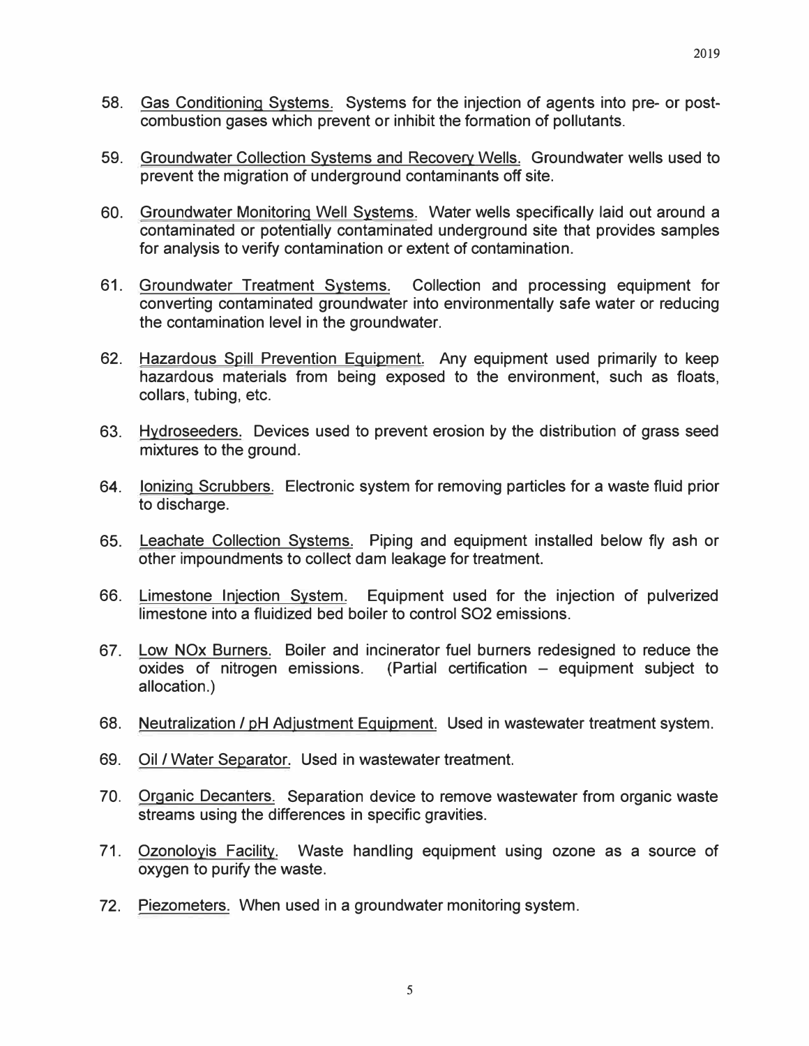58. Gas Conditioning Systems. Systems for the injection of agents into pre- or post-combustion gases which prevent or inhibit the formation of pollutants.

59. Groundwater Collection Systems and Recovery Wells. Groundwater wells used to prevent the migration of underground contaminants off site.

60. Groundwater Monitoring Well Systems. Water wells specifically laid out around a contaminated or potentially contaminated underground site that provides samples for analysis to verify contamination or extent of contamination.

61. Groundwater Treatment Systems. Collection and processing equipment for converting contaminated groundwater into environmentally safe water or reducing the contamination level in the groundwater.

62. Hazardous Spill Prevention Equipment. Any equipment used primarily to keep hazardous materials from being exposed to the environment, such as floats, collars, tubing, etc.

63. Hydroseeders. Devices used to prevent erosion by the distribution of grass seed mixtures to the ground.

64. Ionizing Scrubbers. Electronic system for removing particles for a waste fluid prior to discharge.

65. Leachate Collection Systems. Piping and equipment installed below fly ash or other impoundments to collect dam leakage for treatment.

66. Limestone Injection System. Equipment used for the injection of pulverized limestone into a fluidized bed boiler to control $SO_2$ emissions.

67. Low NOx Burners. Boiler and incinerator fuel burners redesigned to reduce the oxides of nitrogen emissions. (Partial certification – equipment subject to allocation.)

68. Neutralization / pH Adjustment Equipment. Used in wastewater treatment system.

69. Oil / Water Separator. Used in wastewater treatment.

70. Organic Decanters. Separation device to remove wastewater from organic waste streams using the differences in specific gravities.

71. Ozonoloyis Facility. Waste handling equipment using ozone as a source of oxygen to purify the waste.

72. Piezometers. When used in a groundwater monitoring system.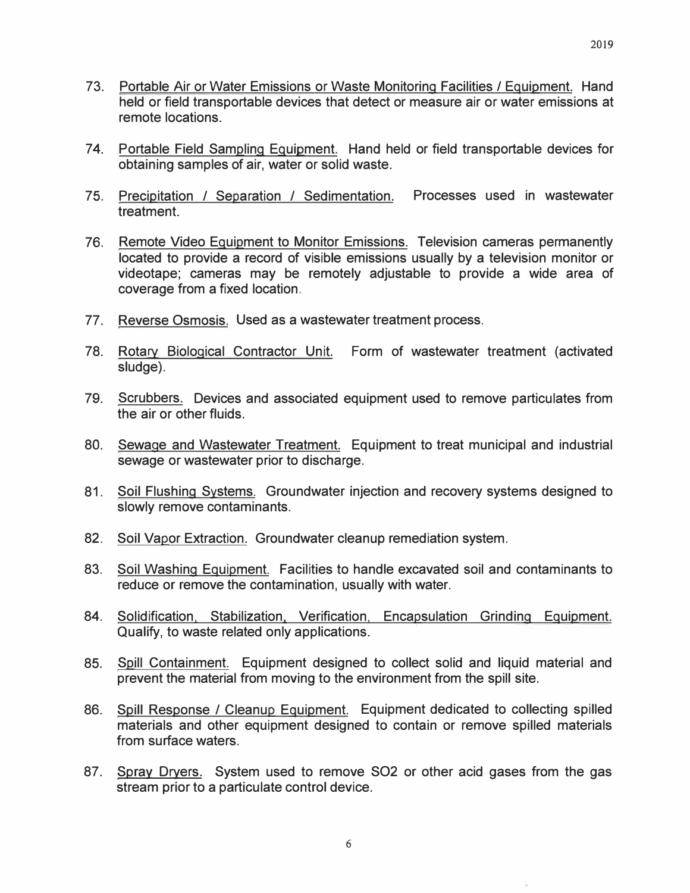73. Portable Air or Water Emissions or Waste Monitoring Facilities / Equipment. Hand held or field transportable devices that detect or measure air or water emissions at remote locations.

74. Portable Field Sampling Equipment. Hand held or field transportable devices for obtaining samples of air, water or solid waste.

75. Precipitation / Separation / Sedimentation. Processes used in wastewater treatment.

76. Remote Video Equipment to Monitor Emissions. Television cameras permanently located to provide a record of visible emissions usually by a television monitor or videotape; cameras may be remotely adjustable to provide a wide area of coverage from a fixed location.

77. Reverse Osmosis. Used as a wastewater treatment process.

78. Rotary Biological Contractor Unit. Form of wastewater treatment (activated sludge).

79. Scrubbers. Devices and associated equipment used to remove particulates from the air or other fluids.

80. Sewage and Wastewater Treatment. Equipment to treat municipal and industrial sewage or wastewater prior to discharge.

81. Soil Flushing Systems. Groundwater injection and recovery systems designed to slowly remove contaminants.

82. Soil Vapor Extraction. Groundwater cleanup remediation system.

83. Soil Washing Equipment. Facilities to handle excavated soil and contaminants to reduce or remove the contamination, usually with water.

84. Solidification, Stabilization, Verification, Encapsulation Grinding Equipment. Qualify, to waste related only applications.

85. Spill Containment. Equipment designed to collect solid and liquid material and prevent the material from moving to the environment from the spill site.

86. Spill Response / Cleanup Equipment. Equipment dedicated to collecting spilled materials and other equipment designed to contain or remove spilled materials from surface waters.

87. Spray Dryers. System used to remove $SO_2$ or other acid gases from the gas stream prior to a particulate control device.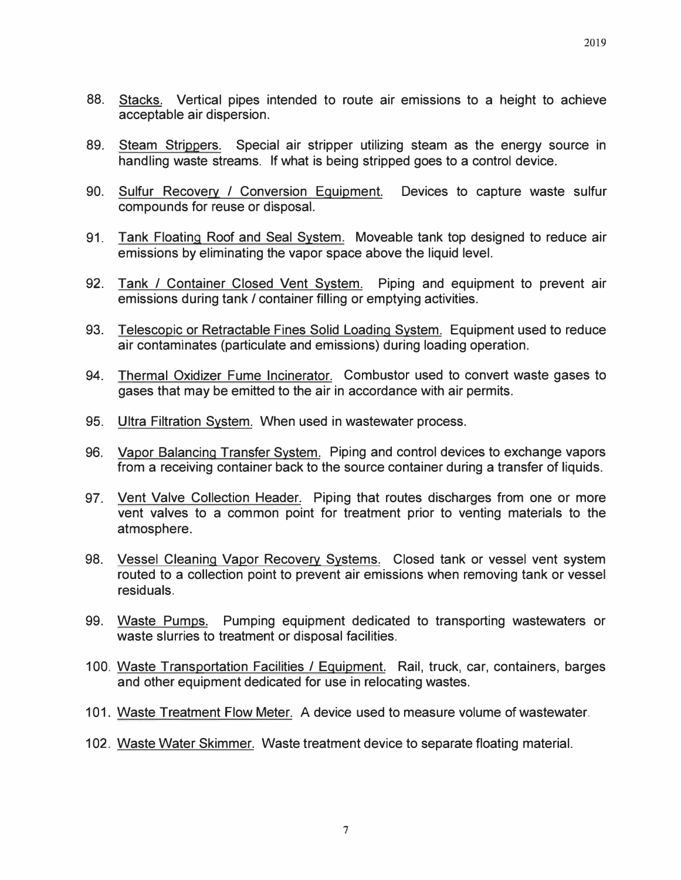88. Stacks. Vertical pipes intended to route air emissions to a height to achieve acceptable air dispersion.

89. Steam Strippers. Special air stripper utilizing steam as the energy source in handling waste streams. If what is being stripped goes to a control device.

90. Sulfur Recovery / Conversion Equipment. Devices to capture waste sulfur compounds for reuse or disposal.

91. Tank Floating Roof and Seal System. Moveable tank top designed to reduce air emissions by eliminating the vapor space above the liquid level.

92. Tank / Container Closed Vent System. Piping and equipment to prevent air emissions during tank / container filling or emptying activities.

93. Telescopic or Retractable Fines Solid Loading System. Equipment used to reduce air contaminates (particulate and emissions) during loading operation.

94. Thermal Oxidizer Fume Incinerator. Combustor used to convert waste gases to gases that may be emitted to the air in accordance with air permits.

95. Ultra Filtration System. When used in wastewater process.

96. Vapor Balancing Transfer System. Piping and control devices to exchange vapors from a receiving container back to the source container during a transfer of liquids.

97. Vent Valve Collection Header. Piping that routes discharges from one or more vent valves to a common point for treatment prior to venting materials to the atmosphere.

98. Vessel Cleaning Vapor Recovery Systems. Closed tank or vessel vent system routed to a collection point to prevent air emissions when removing tank or vessel residuals.

99. Waste Pumps. Pumping equipment dedicated to transporting wastewaters or waste slurries to treatment or disposal facilities.

100. Waste Transportation Facilities / Equipment. Rail, truck, car, containers, barges and other equipment dedicated for use in relocating wastes.

101. Waste Treatment Flow Meter. A device used to measure volume of wastewater.

102. Waste Water Skimmer. Waste treatment device to separate floating material.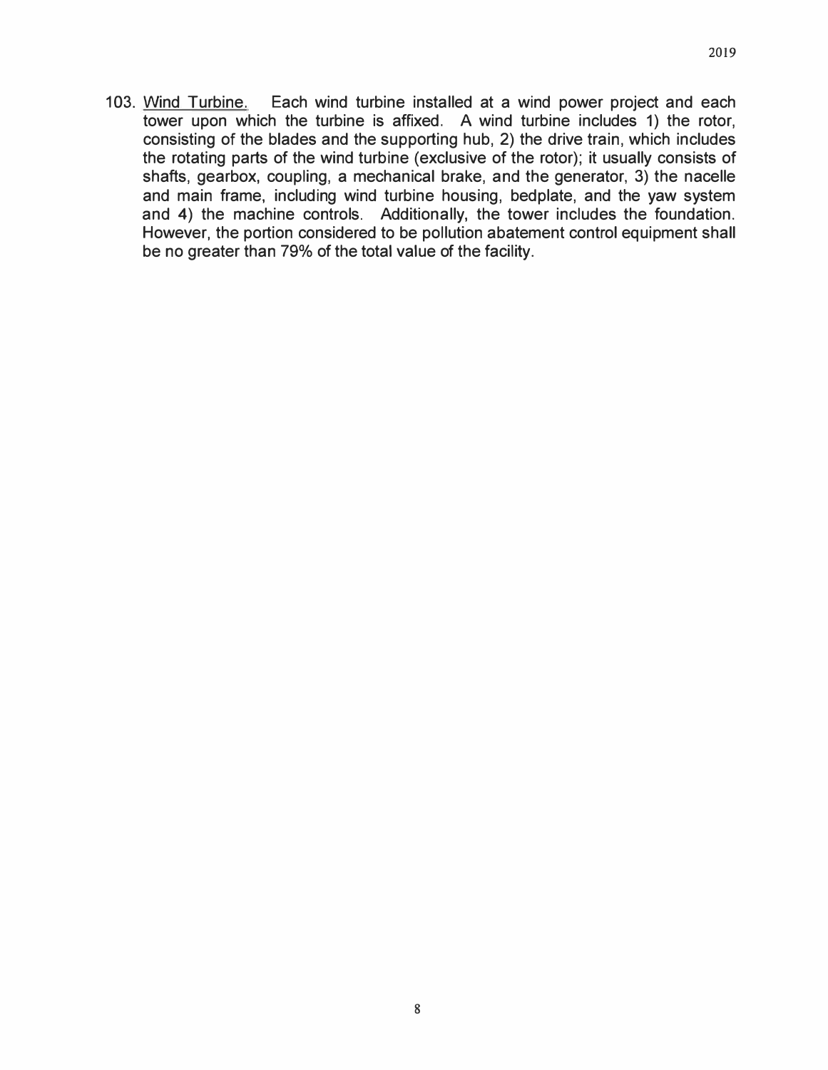103. <u>Wind Turbine.</u> Each wind turbine installed at a wind power project and each tower upon which the turbine is affixed. A wind turbine includes 1) the rotor, consisting of the blades and the supporting hub, 2) the drive train, which includes the rotating parts of the wind turbine (exclusive of the rotor); it usually consists of shafts, gearbox, coupling, a mechanical brake, and the generator, 3) the nacelle and main frame, including wind turbine housing, bedplate, and the yaw system and 4) the machine controls. Additionally, the tower includes the foundation. However, the portion considered to be pollution abatement control equipment shall be no greater than 79% of the total value of the facility.